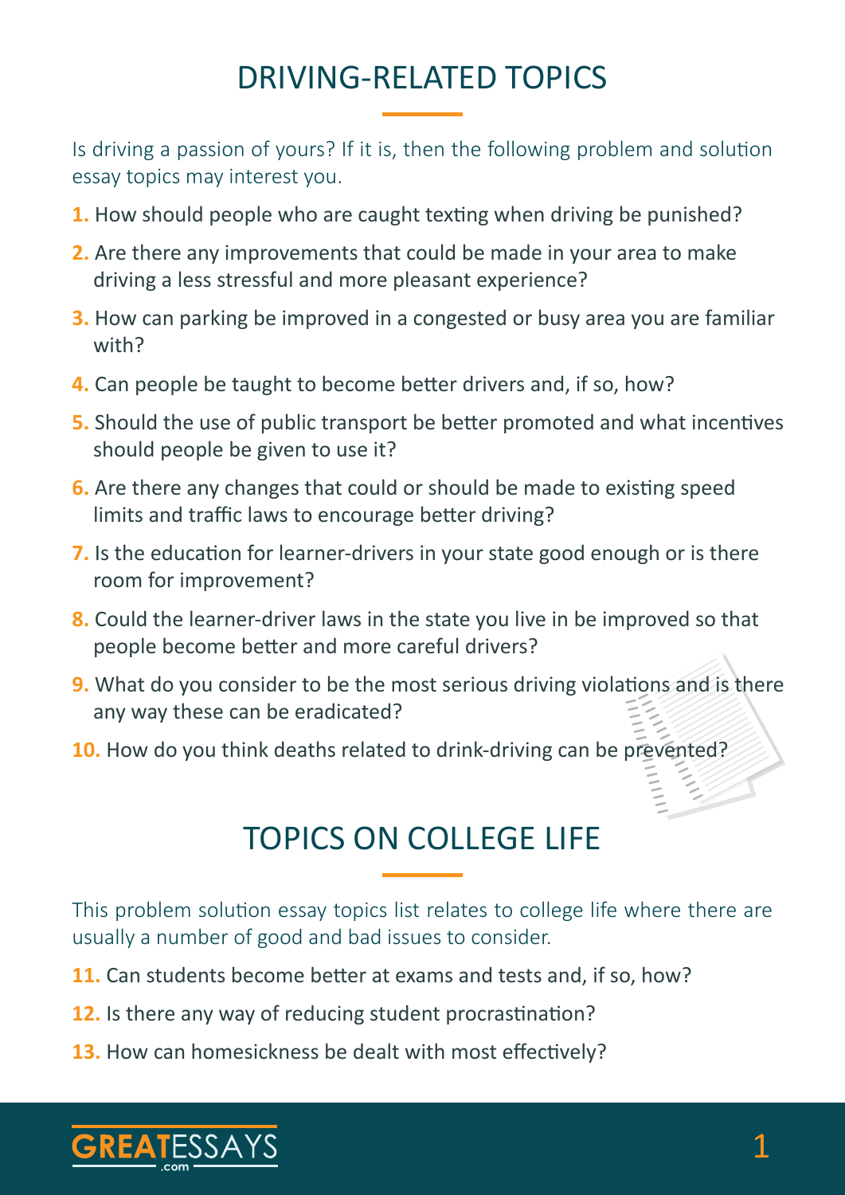## DRIVING-RELATED TOPICS

Is driving a passion of yours? If it is, then the following problem and solution essay topics may interest you.

1. How should people who are caught texting when driving be punished?
2. Are there any improvements that could be made in your area to make driving a less stressful and more pleasant experience?
3. How can parking be improved in a congested or busy area you are familiar with?
4. Can people be taught to become better drivers and, if so, how?
5. Should the use of public transport be better promoted and what incentives should people be given to use it?
6. Are there any changes that could or should be made to existing speed limits and traffic laws to encourage better driving?
7. Is the education for learner-drivers in your state good enough or is there room for improvement?
8. Could the learner-driver laws in the state you live in be improved so that people become better and more careful drivers?
9. What do you consider to be the most serious driving violations and is there any way these can be eradicated?
10. How do you think deaths related to drink-driving can be prevented?

## TOPICS ON COLLEGE LIFE

This problem solution essay topics list relates to college life where there are usually a number of good and bad issues to consider.

11. Can students become better at exams and tests and, if so, how?
12. Is there any way of reducing student procrastination?
13. How can homesickness be dealt with most effectively?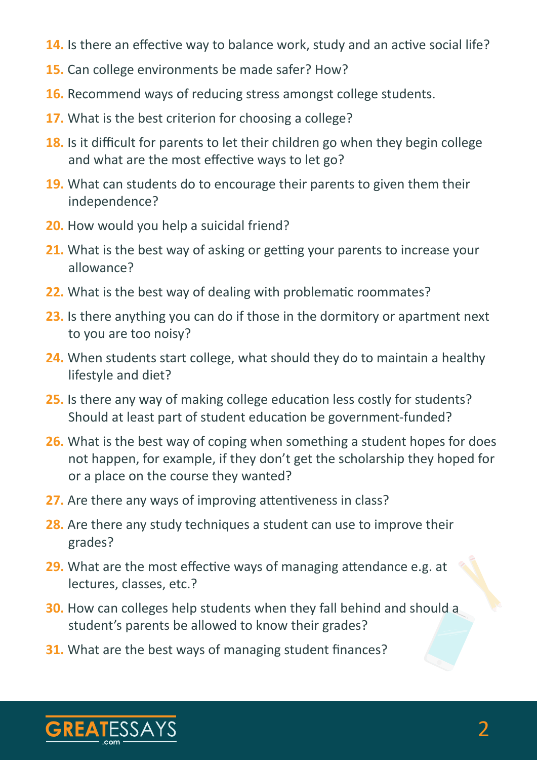14. Is there an effective way to balance work, study and an active social life?
15. Can college environments be made safer? How?
16. Recommend ways of reducing stress amongst college students.
17. What is the best criterion for choosing a college?
18. Is it difficult for parents to let their children go when they begin college and what are the most effective ways to let go?
19. What can students do to encourage their parents to given them their independence?
20. How would you help a suicidal friend?
21. What is the best way of asking or getting your parents to increase your allowance?
22. What is the best way of dealing with problematic roommates?
23. Is there anything you can do if those in the dormitory or apartment next to you are too noisy?
24. When students start college, what should they do to maintain a healthy lifestyle and diet?
25. Is there any way of making college education less costly for students? Should at least part of student education be government-funded?
26. What is the best way of coping when something a student hopes for does not happen, for example, if they don't get the scholarship they hoped for or a place on the course they wanted?
27. Are there any ways of improving attentiveness in class?
28. Are there any study techniques a student can use to improve their grades?
29. What are the most effective ways of managing attendance e.g. at lectures, classes, etc.?
30. How can colleges help students when they fall behind and should a student's parents be allowed to know their grades?
31. What are the best ways of managing student finances?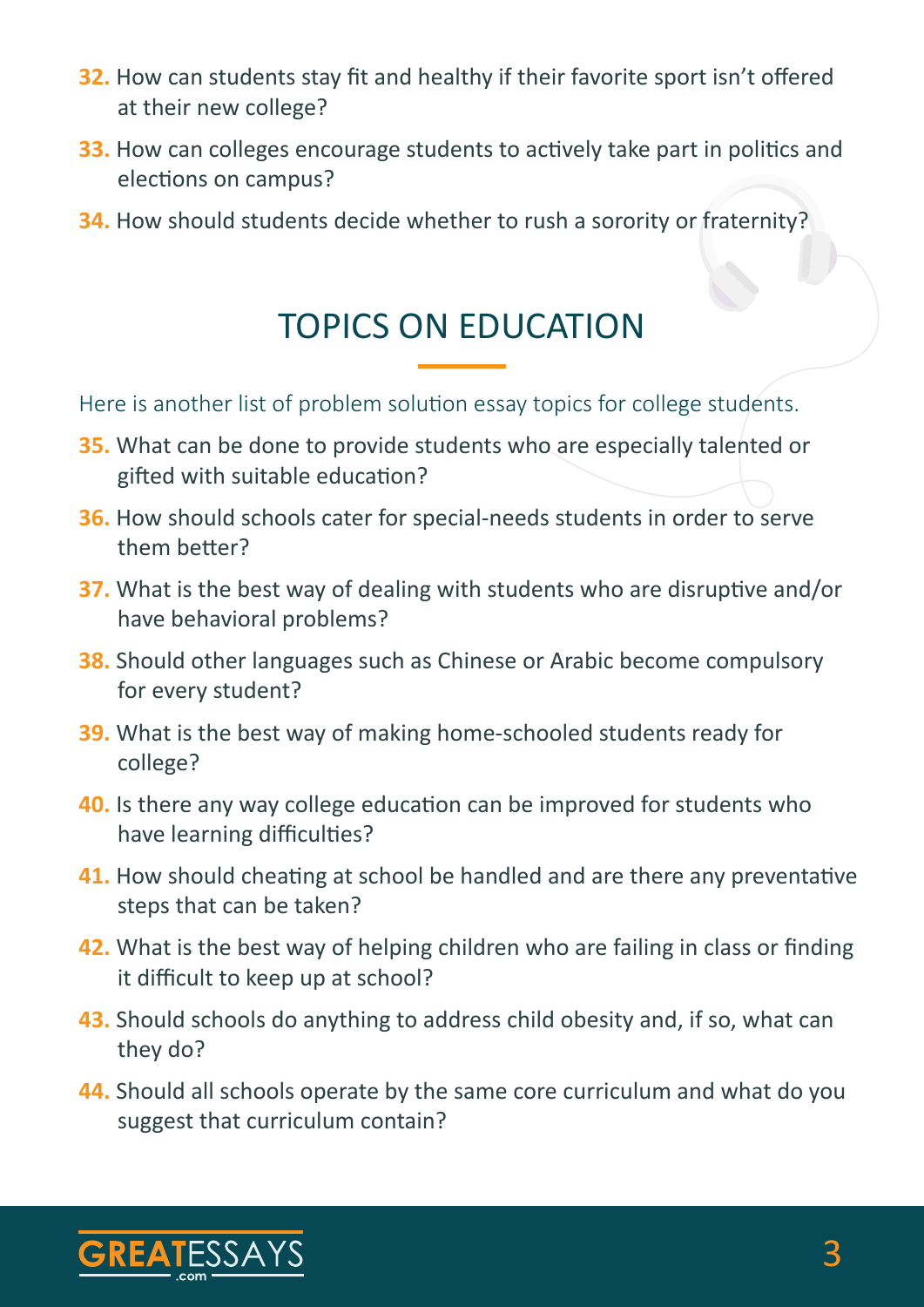32. How can students stay fit and healthy if their favorite sport isn't offered at their new college?
33. How can colleges encourage students to actively take part in politics and elections on campus?
34. How should students decide whether to rush a sorority or fraternity?

## TOPICS ON EDUCATION

Here is another list of problem solution essay topics for college students.

35. What can be done to provide students who are especially talented or gifted with suitable education?
36. How should schools cater for special-needs students in order to serve them better?
37. What is the best way of dealing with students who are disruptive and/or have behavioral problems?
38. Should other languages such as Chinese or Arabic become compulsory for every student?
39. What is the best way of making home-schooled students ready for college?
40. Is there any way college education can be improved for students who have learning difficulties?
41. How should cheating at school be handled and are there any preventative steps that can be taken?
42. What is the best way of helping children who are failing in class or finding it difficult to keep up at school?
43. Should schools do anything to address child obesity and, if so, what can they do?
44. Should all schools operate by the same core curriculum and what do you suggest that curriculum contain?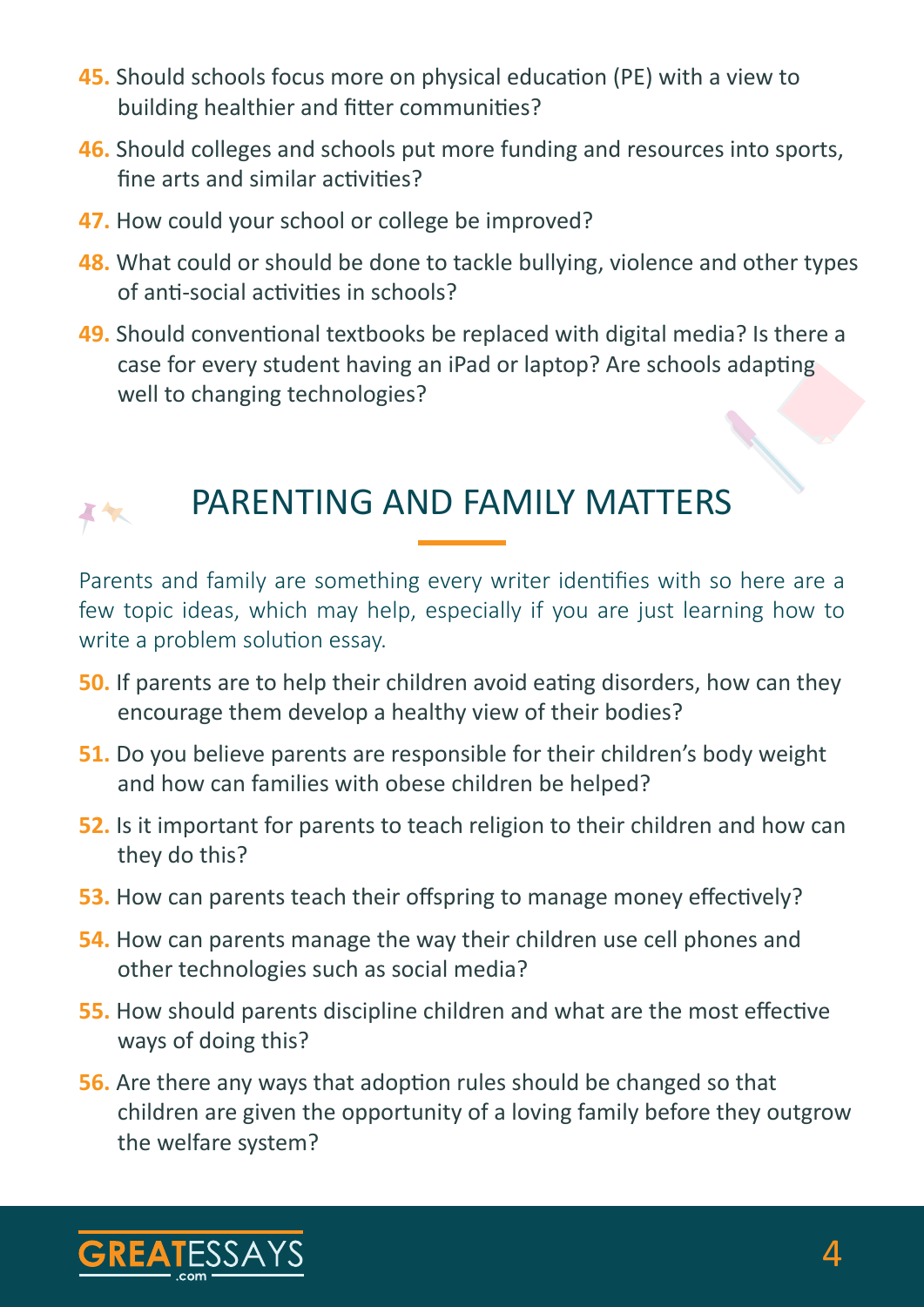45. Should schools focus more on physical education (PE) with a view to building healthier and fitter communities?

46. Should colleges and schools put more funding and resources into sports, fine arts and similar activities?

47. How could your school or college be improved?

48. What could or should be done to tackle bullying, violence and other types of anti-social activities in schools?

49. Should conventional textbooks be replaced with digital media? Is there a case for every student having an iPad or laptop? Are schools adapting well to changing technologies?

## PARENTING AND FAMILY MATTERS

Parents and family are something every writer identifies with so here are a few topic ideas, which may help, especially if you are just learning how to write a problem solution essay.

50. If parents are to help their children avoid eating disorders, how can they encourage them develop a healthy view of their bodies?

51. Do you believe parents are responsible for their children's body weight and how can families with obese children be helped?

52. Is it important for parents to teach religion to their children and how can they do this?

53. How can parents teach their offspring to manage money effectively?

54. How can parents manage the way their children use cell phones and other technologies such as social media?

55. How should parents discipline children and what are the most effective ways of doing this?

56. Are there any ways that adoption rules should be changed so that children are given the opportunity of a loving family before they outgrow the welfare system?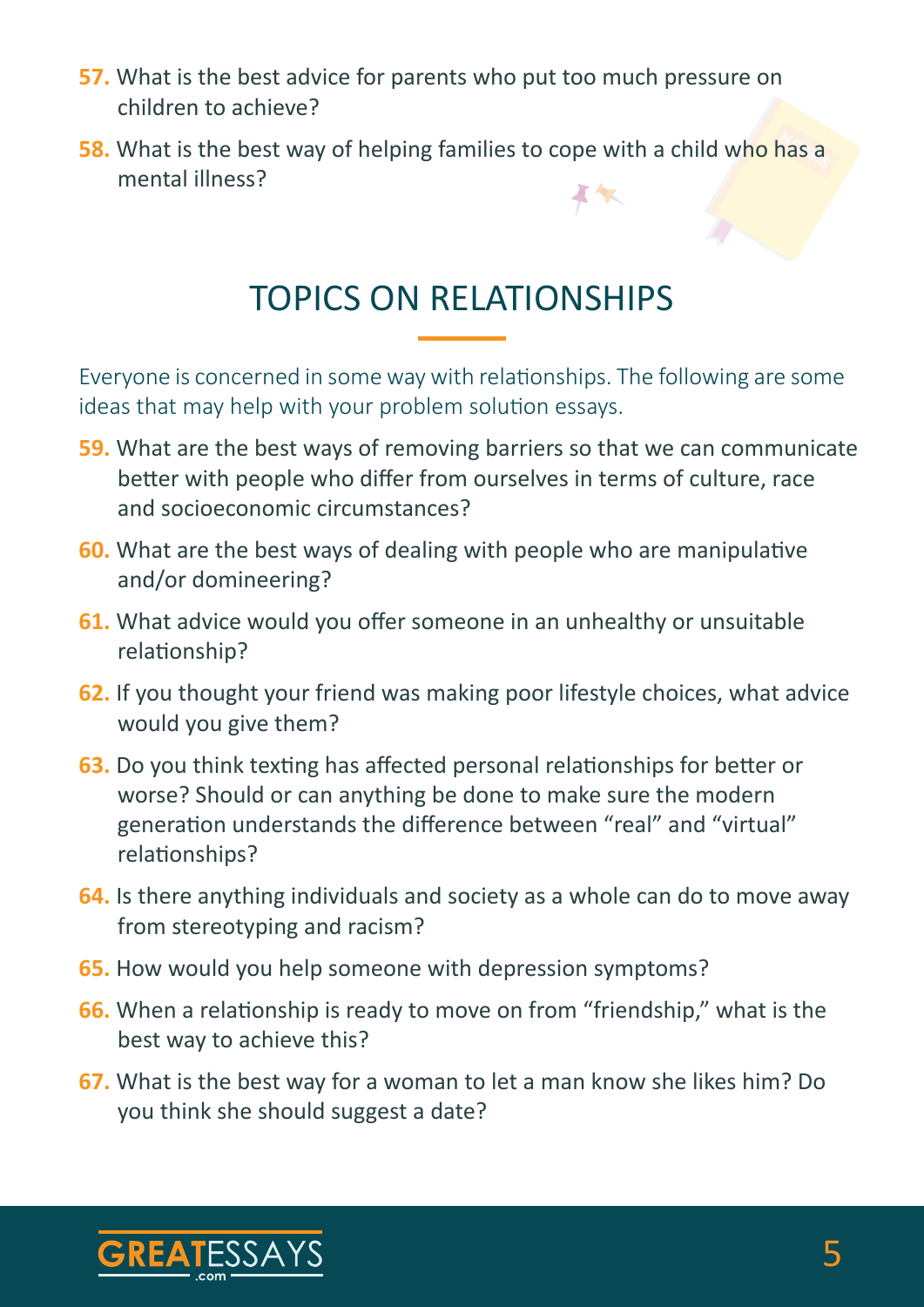57. What is the best advice for parents who put too much pressure on children to achieve?

58. What is the best way of helping families to cope with a child who has a mental illness?

## TOPICS ON RELATIONSHIPS

Everyone is concerned in some way with relationships. The following are some ideas that may help with your problem solution essays.

59. What are the best ways of removing barriers so that we can communicate better with people who differ from ourselves in terms of culture, race and socioeconomic circumstances?

60. What are the best ways of dealing with people who are manipulative and/or domineering?

61. What advice would you offer someone in an unhealthy or unsuitable relationship?

62. If you thought your friend was making poor lifestyle choices, what advice would you give them?

63. Do you think texting has affected personal relationships for better or worse? Should or can anything be done to make sure the modern generation understands the difference between "real" and "virtual" relationships?

64. Is there anything individuals and society as a whole can do to move away from stereotyping and racism?

65. How would you help someone with depression symptoms?

66. When a relationship is ready to move on from "friendship," what is the best way to achieve this?

67. What is the best way for a woman to let a man know she likes him? Do you think she should suggest a date?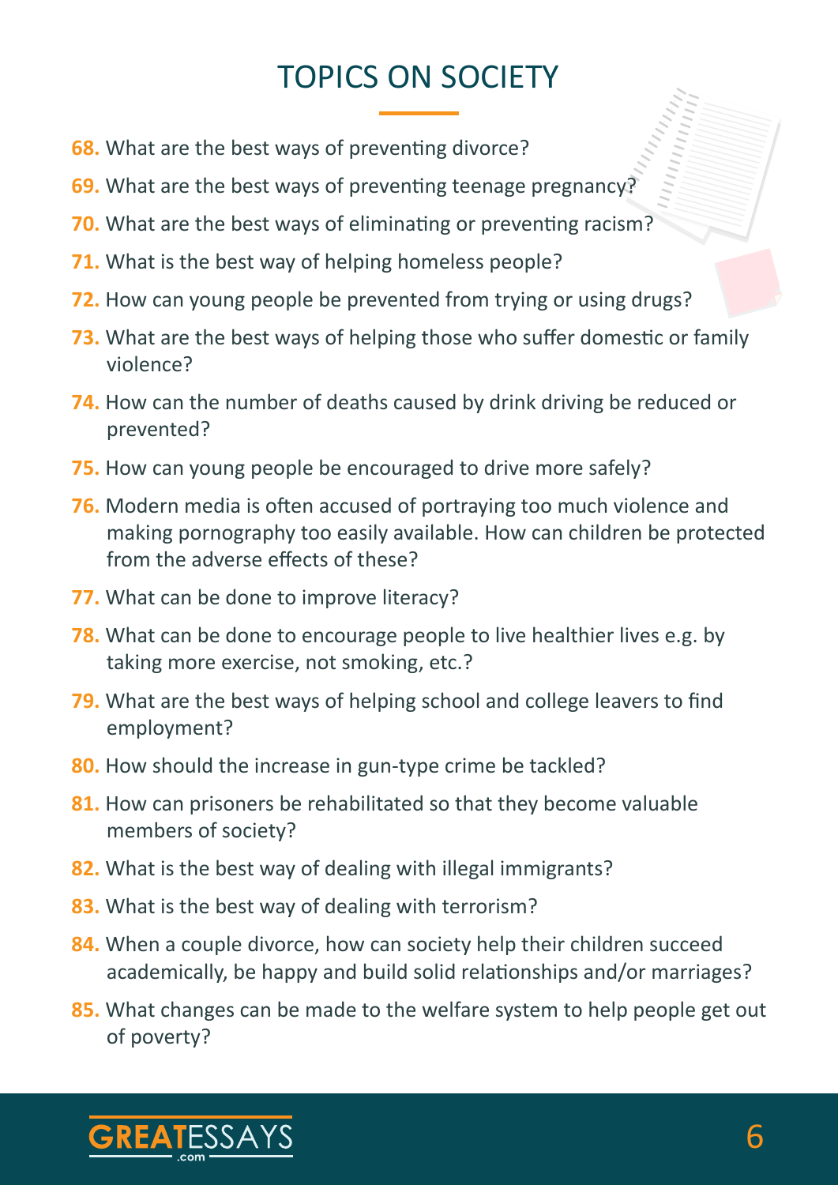# TOPICS ON SOCIETY

68. What are the best ways of preventing divorce?
69. What are the best ways of preventing teenage pregnancy?
70. What are the best ways of eliminating or preventing racism?
71. What is the best way of helping homeless people?
72. How can young people be prevented from trying or using drugs?
73. What are the best ways of helping those who suffer domestic or family violence?
74. How can the number of deaths caused by drink driving be reduced or prevented?
75. How can young people be encouraged to drive more safely?
76. Modern media is often accused of portraying too much violence and making pornography too easily available. How can children be protected from the adverse effects of these?
77. What can be done to improve literacy?
78. What can be done to encourage people to live healthier lives e.g. by taking more exercise, not smoking, etc.?
79. What are the best ways of helping school and college leavers to find employment?
80. How should the increase in gun-type crime be tackled?
81. How can prisoners be rehabilitated so that they become valuable members of society?
82. What is the best way of dealing with illegal immigrants?
83. What is the best way of dealing with terrorism?
84. When a couple divorce, how can society help their children succeed academically, be happy and build solid relationships and/or marriages?
85. What changes can be made to the welfare system to help people get out of poverty?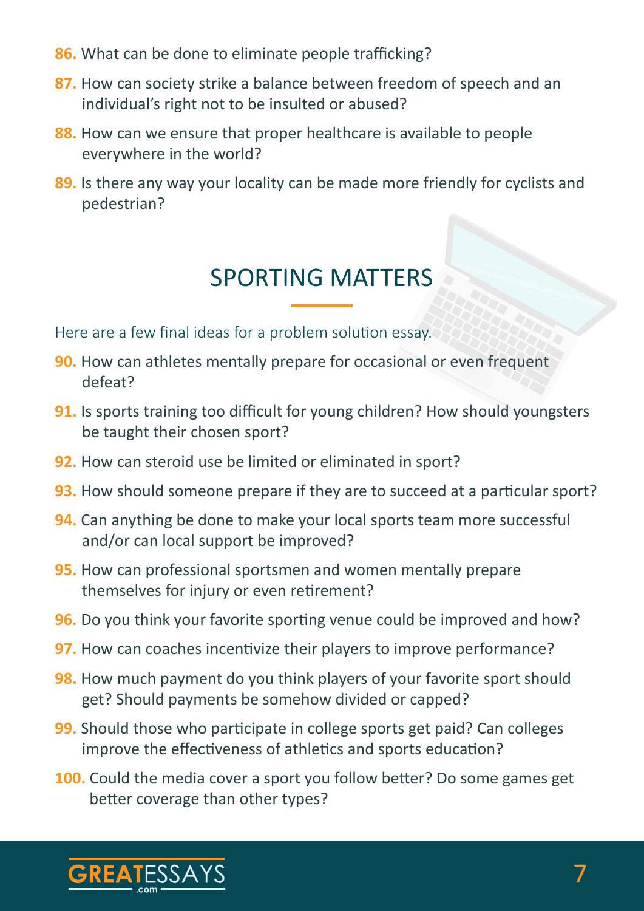86. What can be done to eliminate people trafficking?

87. How can society strike a balance between freedom of speech and an individual's right not to be insulted or abused?

88. How can we ensure that proper healthcare is available to people everywhere in the world?

89. Is there any way your locality can be made more friendly for cyclists and pedestrian?

## SPORTING MATTERS

Here are a few final ideas for a problem solution essay.

90. How can athletes mentally prepare for occasional or even frequent defeat?

91. Is sports training too difficult for young children? How should youngsters be taught their chosen sport?

92. How can steroid use be limited or eliminated in sport?

93. How should someone prepare if they are to succeed at a particular sport?

94. Can anything be done to make your local sports team more successful and/or can local support be improved?

95. How can professional sportsmen and women mentally prepare themselves for injury or even retirement?

96. Do you think your favorite sporting venue could be improved and how?

97. How can coaches incentivize their players to improve performance?

98. How much payment do you think players of your favorite sport should get? Should payments be somehow divided or capped?

99. Should those who participate in college sports get paid? Can colleges improve the effectiveness of athletics and sports education?

100. Could the media cover a sport you follow better? Do some games get better coverage than other types?

GREATESSAYS.com